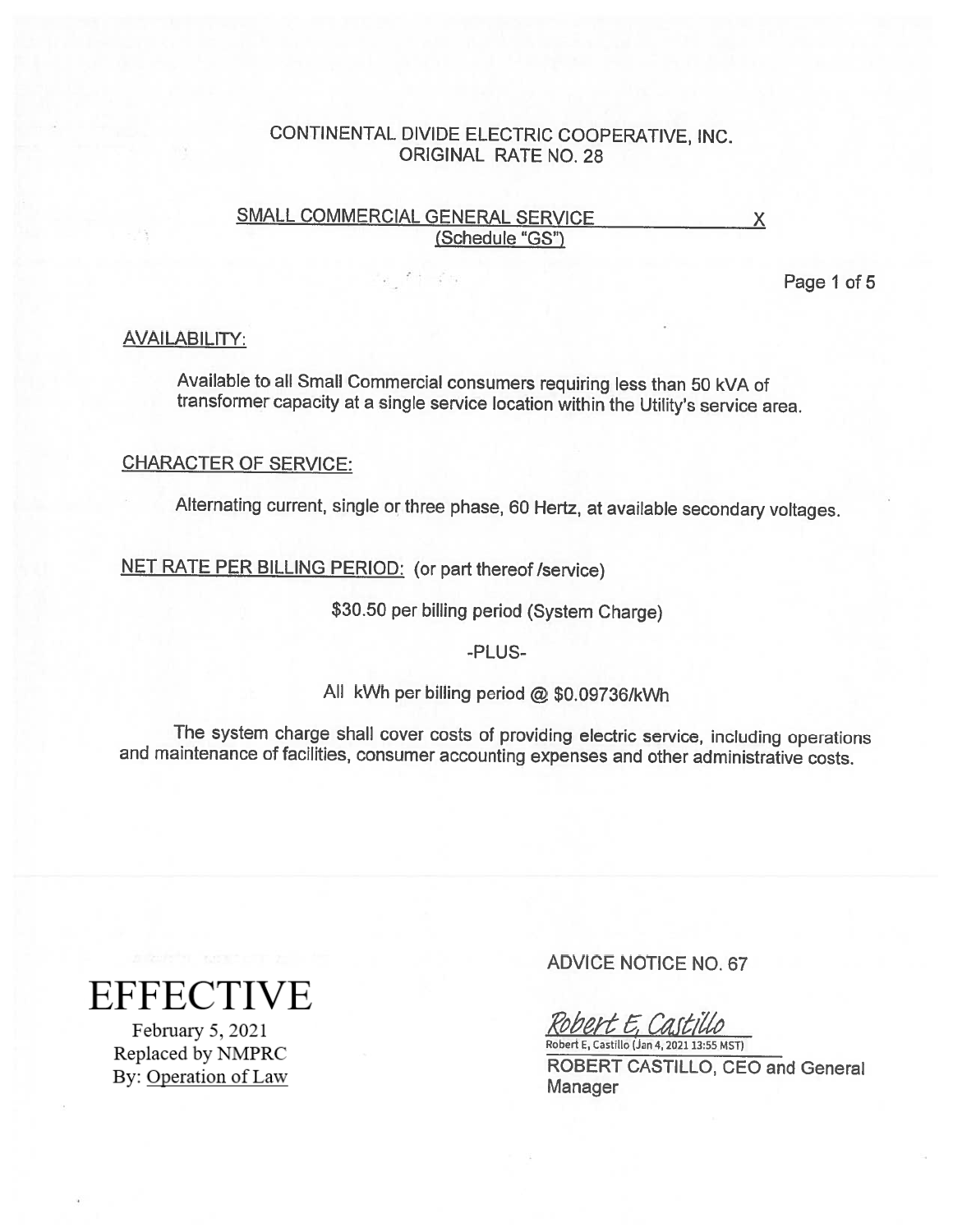CONTINENTAL DIVIDE ELECTRIC COOPERATIVE, INC.
ORIGINAL RATE NO. 28

SMALL COMMERCIAL GENERAL SERVICE X
(Schedule "GS")

## AVAILABILITY:

Available to all Small Commercial consumers requiring less than 50 kVA of transformer capacity at a single service location within the Utility's service area.

## CHARACTER OF SERVICE:

Alternating current, single or three phase, 60 Hertz, at available secondary voltages.

## NET RATE PER BILLING PERIOD: (or part thereof /service)

$30.50 per billing period (System Charge)

-PLUS-

All kWh per billing period @ $0.09736/kWh

The system charge shall cover costs of providing electric service, including operations and maintenance of facilities, consumer accounting expenses and other administrative costs.

**EFFECTIVE**
February 5, 2021
Replaced by NMPRC
By: Operation of Law

ADVICE NOTICE NO. 67

Robert E, Castillo
Robert E, Castillo (Jan 4, 2021 13:55 MST)
ROBERT CASTILLO, CEO and General Manager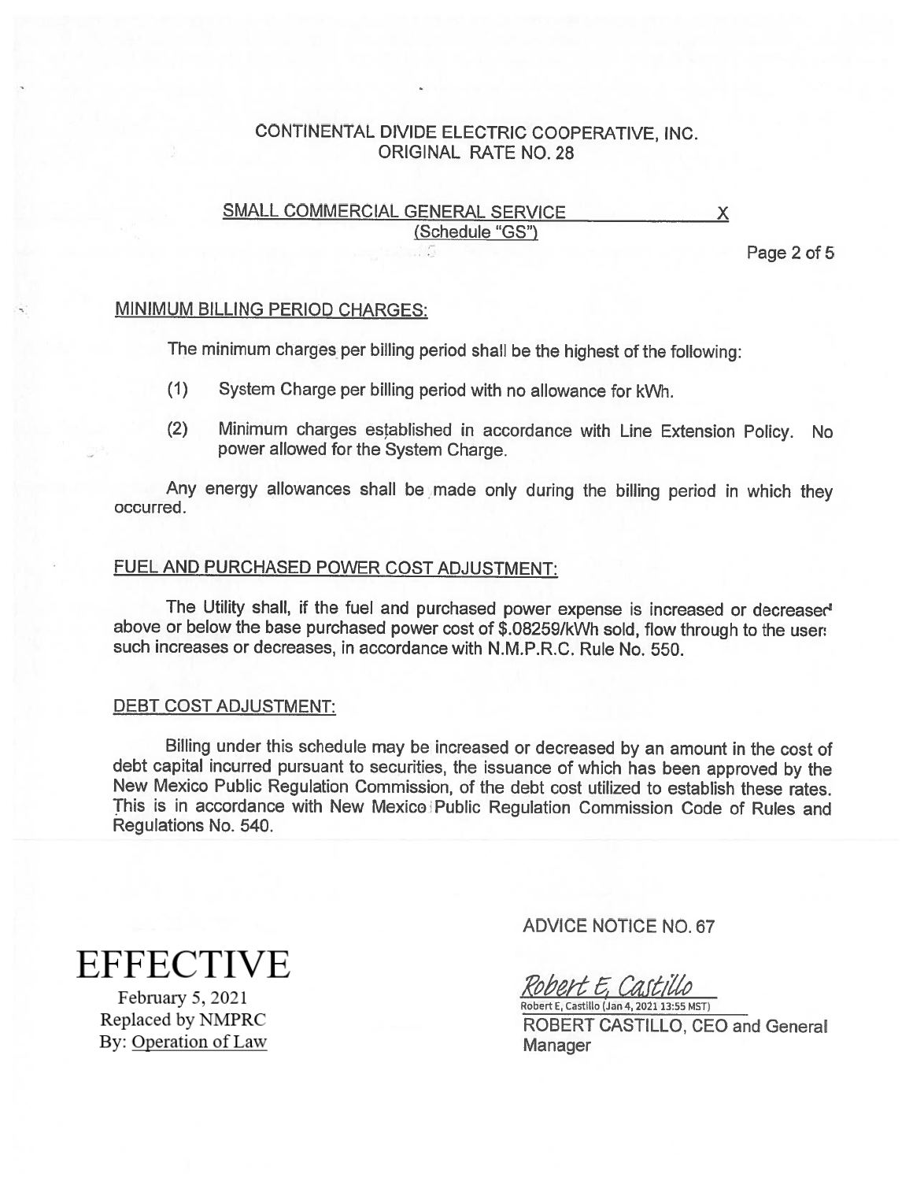CONTINENTAL DIVIDE ELECTRIC COOPERATIVE, INC.
ORIGINAL RATE NO. 28

SMALL COMMERCIAL GENERAL SERVICE X
(Schedule "GS")

## MINIMUM BILLING PERIOD CHARGES:

The minimum charges per billing period shall be the highest of the following:

(1) System Charge per billing period with no allowance for kWh.

(2) Minimum charges established in accordance with Line Extension Policy. No power allowed for the System Charge.

Any energy allowances shall be made only during the billing period in which they occurred.

## FUEL AND PURCHASED POWER COST ADJUSTMENT:

The Utility shall, if the fuel and purchased power expense is increased or decreased above or below the base purchased power cost of $.08259/kWh sold, flow through to the user such increases or decreases, in accordance with N.M.P.R.C. Rule No. 550.

## DEBT COST ADJUSTMENT:

Billing under this schedule may be increased or decreased by an amount in the cost of debt capital incurred pursuant to securities, the issuance of which has been approved by the New Mexico Public Regulation Commission, of the debt cost utilized to establish these rates. This is in accordance with New Mexico Public Regulation Commission Code of Rules and Regulations No. 540.

**EFFECTIVE**
February 5, 2021
Replaced by NMPRC
By: Operation of Law

ADVICE NOTICE NO. 67

*Robert E. Castillo*
Robert E, Castillo (Jan 4, 2021 13:55 MST)
ROBERT CASTILLO, CEO and General Manager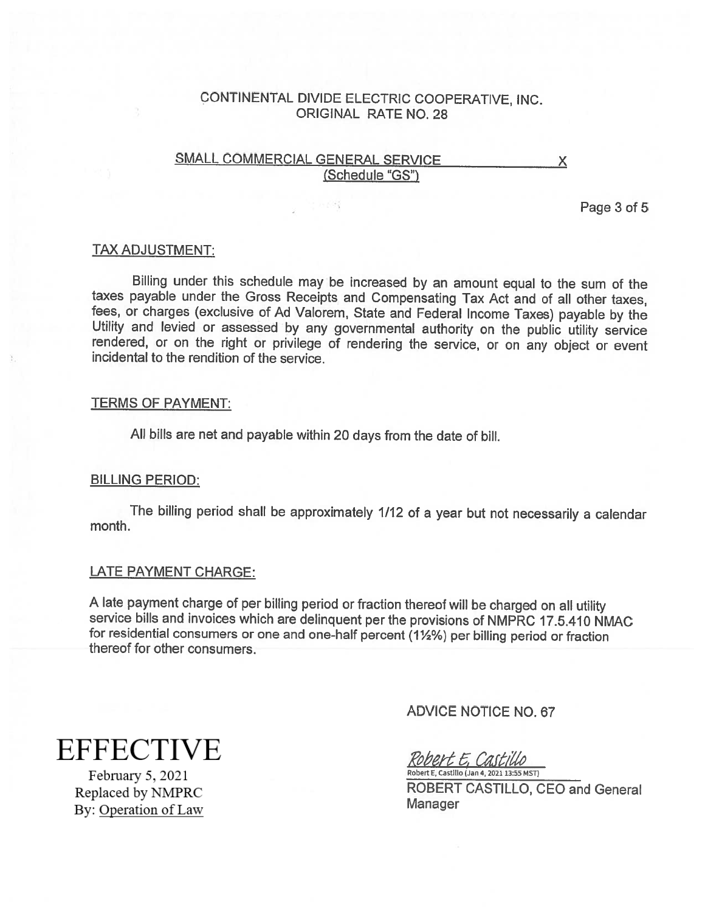CONTINENTAL DIVIDE ELECTRIC COOPERATIVE, INC.
ORIGINAL RATE NO. 28

SMALL COMMERCIAL GENERAL SERVICE X
(Schedule "GS")

## TAX ADJUSTMENT:

Billing under this schedule may be increased by an amount equal to the sum of the taxes payable under the Gross Receipts and Compensating Tax Act and of all other taxes, fees, or charges (exclusive of Ad Valorem, State and Federal Income Taxes) payable by the Utility and levied or assessed by any governmental authority on the public utility service rendered, or on the right or privilege of rendering the service, or on any object or event incidental to the rendition of the service.

## TERMS OF PAYMENT:

All bills are net and payable within 20 days from the date of bill.

## BILLING PERIOD:

The billing period shall be approximately 1/12 of a year but not necessarily a calendar month.

## LATE PAYMENT CHARGE:

A late payment charge of per billing period or fraction thereof will be charged on all utility service bills and invoices which are delinquent per the provisions of NMPRC 17.5.410 NMAC for residential consumers or one and one-half percent (1½%) per billing period or fraction thereof for other consumers.

ADVICE NOTICE NO. 67

Robert E, Castillo
Robert E, Castillo (Jan 4, 2021 13:55 MST)

ROBERT CASTILLO, CEO and General Manager

EFFECTIVE
February 5, 2021
Replaced by NMPRC
By: Operation of Law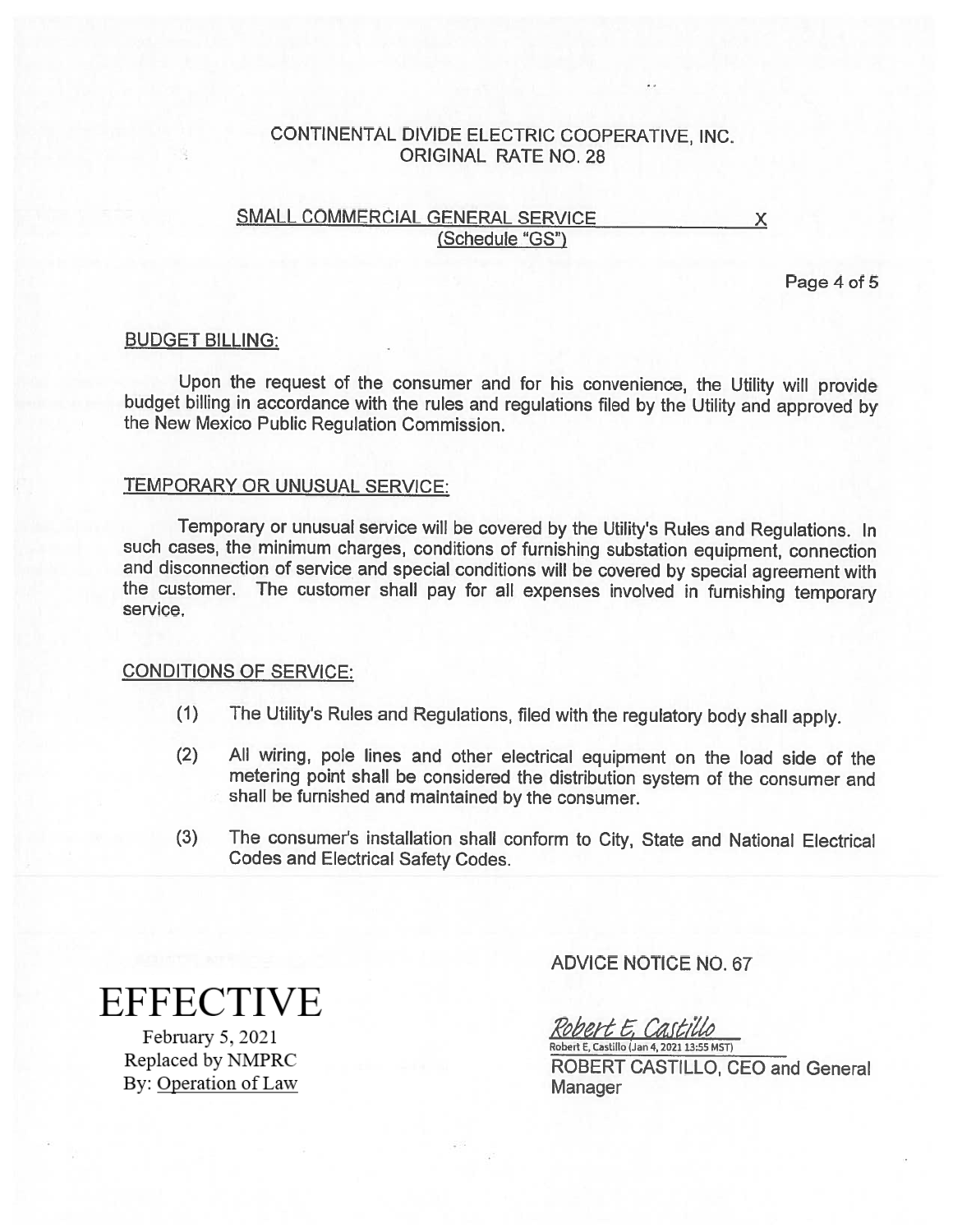CONTINENTAL DIVIDE ELECTRIC COOPERATIVE, INC.
ORIGINAL RATE NO. 28

SMALL COMMERCIAL GENERAL SERVICE X
(Schedule "GS")

## BUDGET BILLING:

Upon the request of the consumer and for his convenience, the Utility will provide budget billing in accordance with the rules and regulations filed by the Utility and approved by the New Mexico Public Regulation Commission.

## TEMPORARY OR UNUSUAL SERVICE:

Temporary or unusual service will be covered by the Utility's Rules and Regulations. In such cases, the minimum charges, conditions of furnishing substation equipment, connection and disconnection of service and special conditions will be covered by special agreement with the customer. The customer shall pay for all expenses involved in furnishing temporary service.

## CONDITIONS OF SERVICE:

(1) The Utility's Rules and Regulations, filed with the regulatory body shall apply.

(2) All wiring, pole lines and other electrical equipment on the load side of the metering point shall be considered the distribution system of the consumer and shall be furnished and maintained by the consumer.

(3) The consumer's installation shall conform to City, State and National Electrical Codes and Electrical Safety Codes.

ADVICE NOTICE NO. 67

**EFFECTIVE**
February 5, 2021
Replaced by NMPRC
By: Operation of Law

Robert E. Castillo
Robert E. Castillo (Jan 4, 2021 13:55 MST)
ROBERT CASTILLO, CEO and General Manager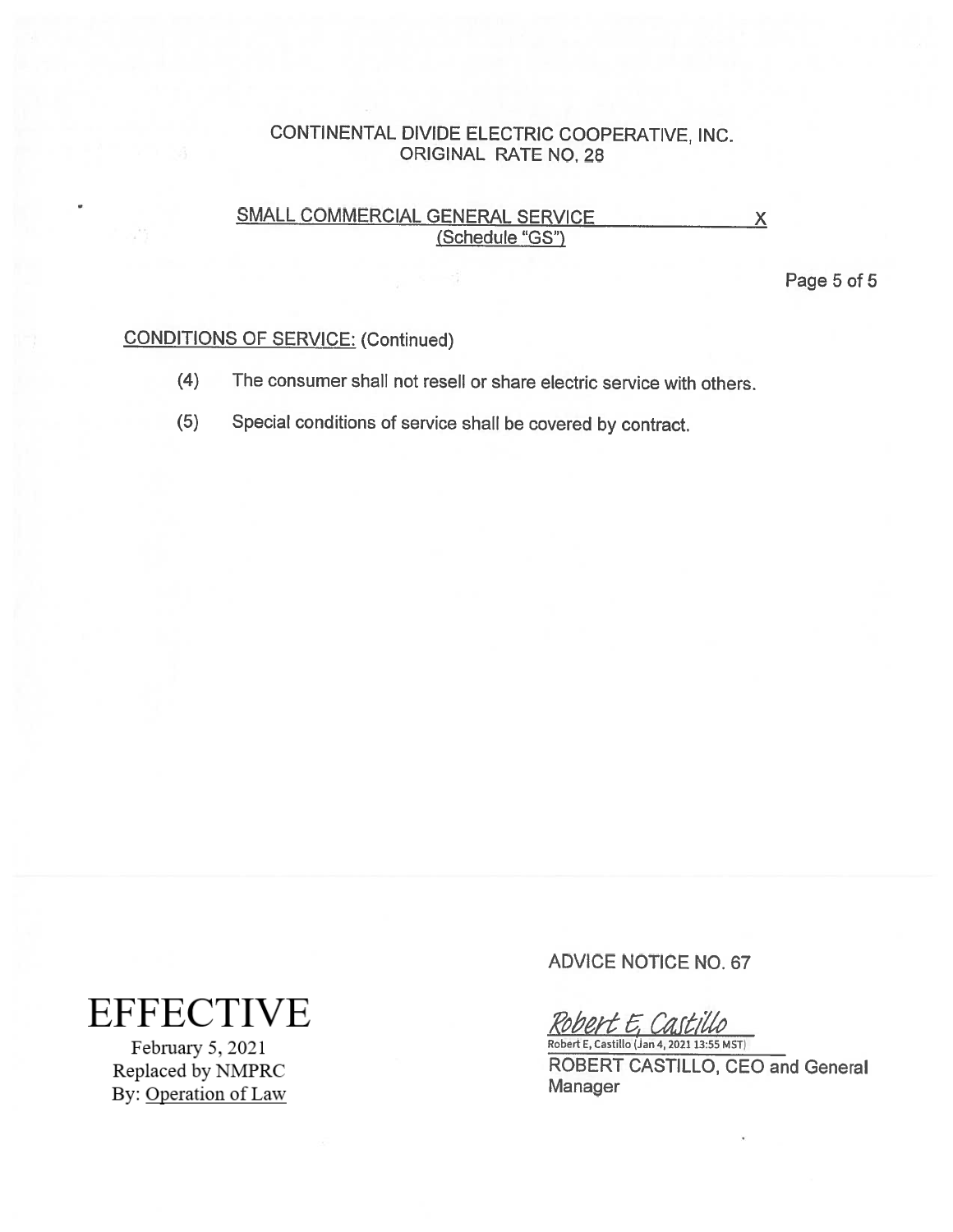CONTINENTAL DIVIDE ELECTRIC COOPERATIVE, INC.
ORIGINAL RATE NO. 28

SMALL COMMERCIAL GENERAL SERVICE X
(Schedule "GS")

CONDITIONS OF SERVICE: (Continued)

(4) The consumer shall not resell or share electric service with others.

(5) Special conditions of service shall be covered by contract.

ADVICE NOTICE NO. 67

Robert E. Castillo
Robert E. Castillo (Jan 4, 2021 13:55 MST)

ROBERT CASTILLO, CEO and General Manager

EFFECTIVE

February 5, 2021
Replaced by NMPRC
By: Operation of Law